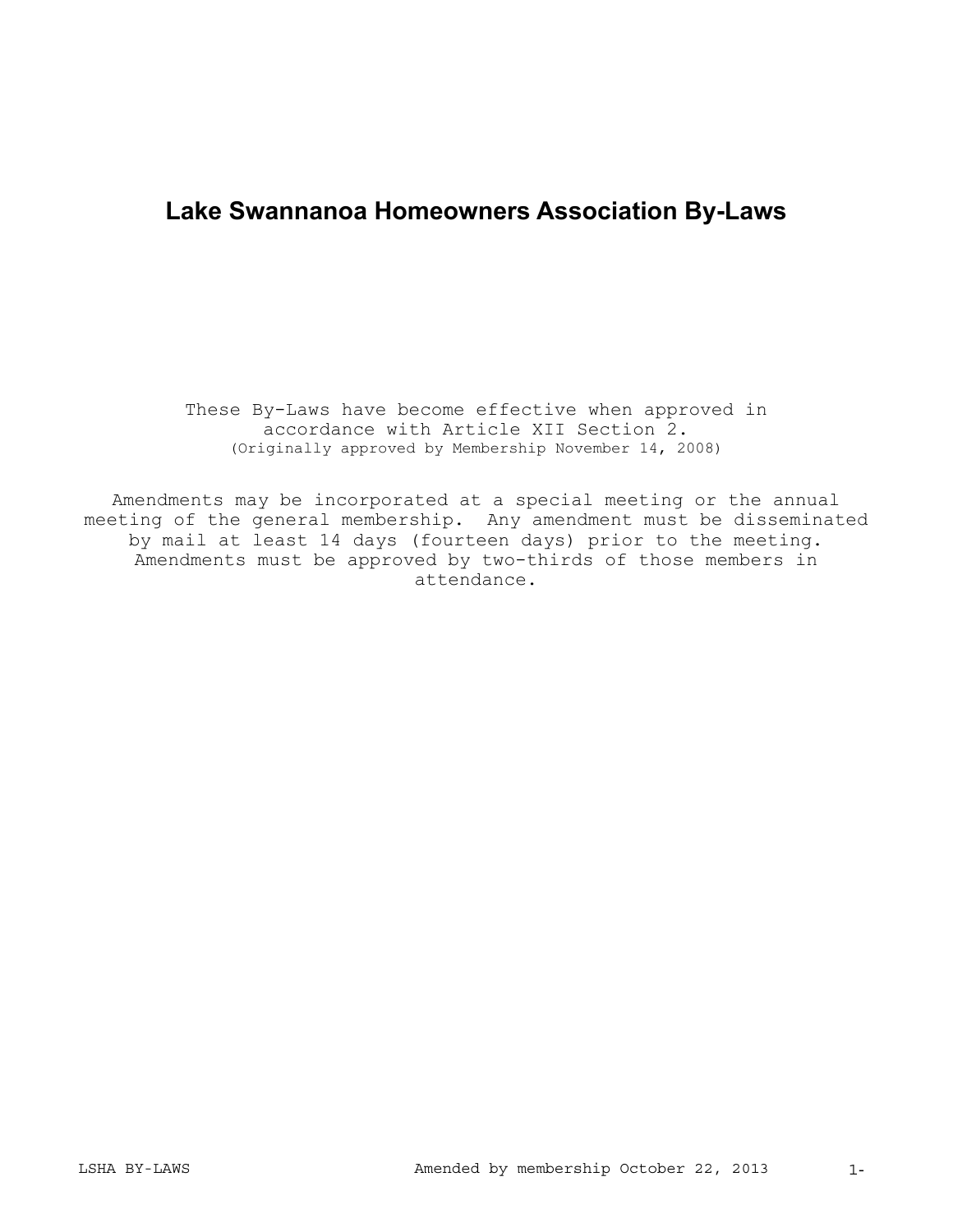# Lake Swannanoa Homeowners Association By-Laws

These By-Laws have become effective when approved in accordance with Article XII Section 2.
(Originally approved by Membership November 14, 2008)

Amendments may be incorporated at a special meeting or the annual meeting of the general membership. Any amendment must be disseminated by mail at least 14 days (fourteen days) prior to the meeting. Amendments must be approved by two-thirds of those members in attendance.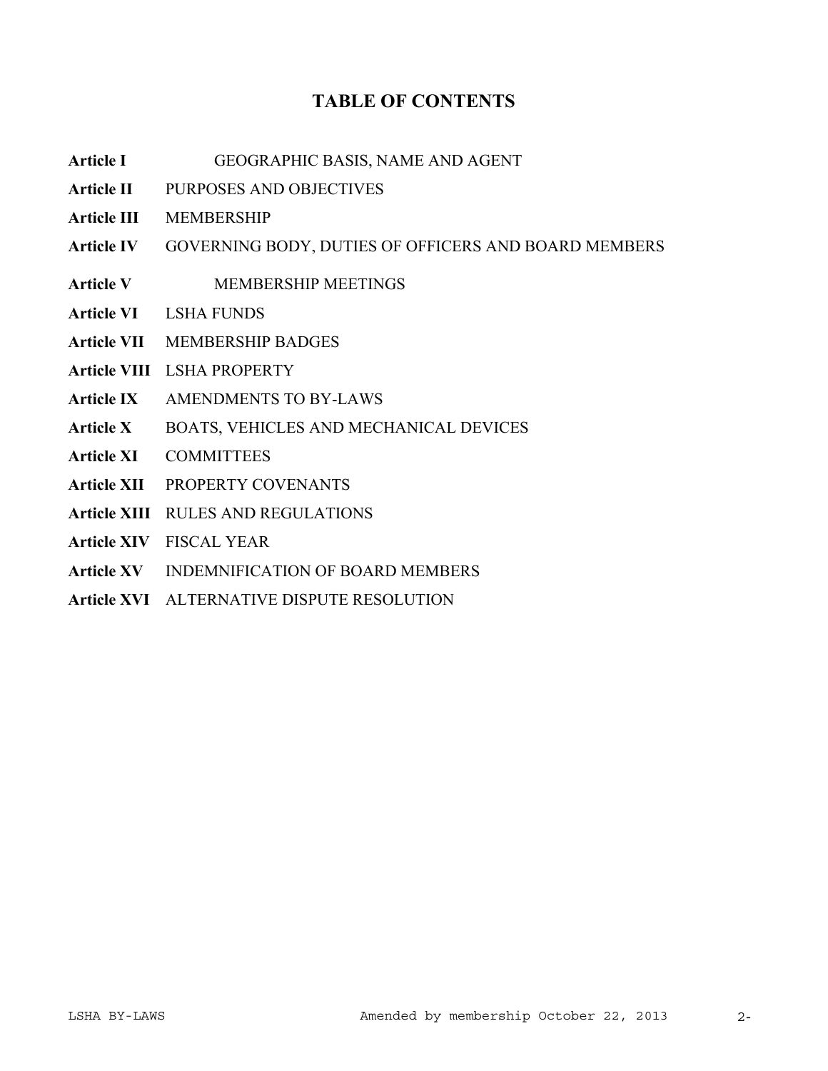# TABLE OF CONTENTS

**Article I** GEOGRAPHIC BASIS, NAME AND AGENT

**Article II** PURPOSES AND OBJECTIVES

**Article III** MEMBERSHIP

**Article IV** GOVERNING BODY, DUTIES OF OFFICERS AND BOARD MEMBERS

**Article V** MEMBERSHIP MEETINGS

**Article VI** LSHA FUNDS

**Article VII** MEMBERSHIP BADGES

**Article VIII** LSHA PROPERTY

**Article IX** AMENDMENTS TO BY-LAWS

**Article X** BOATS, VEHICLES AND MECHANICAL DEVICES

**Article XI** COMMITTEES

**Article XII** PROPERTY COVENANTS

**Article XIII** RULES AND REGULATIONS

**Article XIV** FISCAL YEAR

**Article XV** INDEMNIFICATION OF BOARD MEMBERS

**Article XVI** ALTERNATIVE DISPUTE RESOLUTION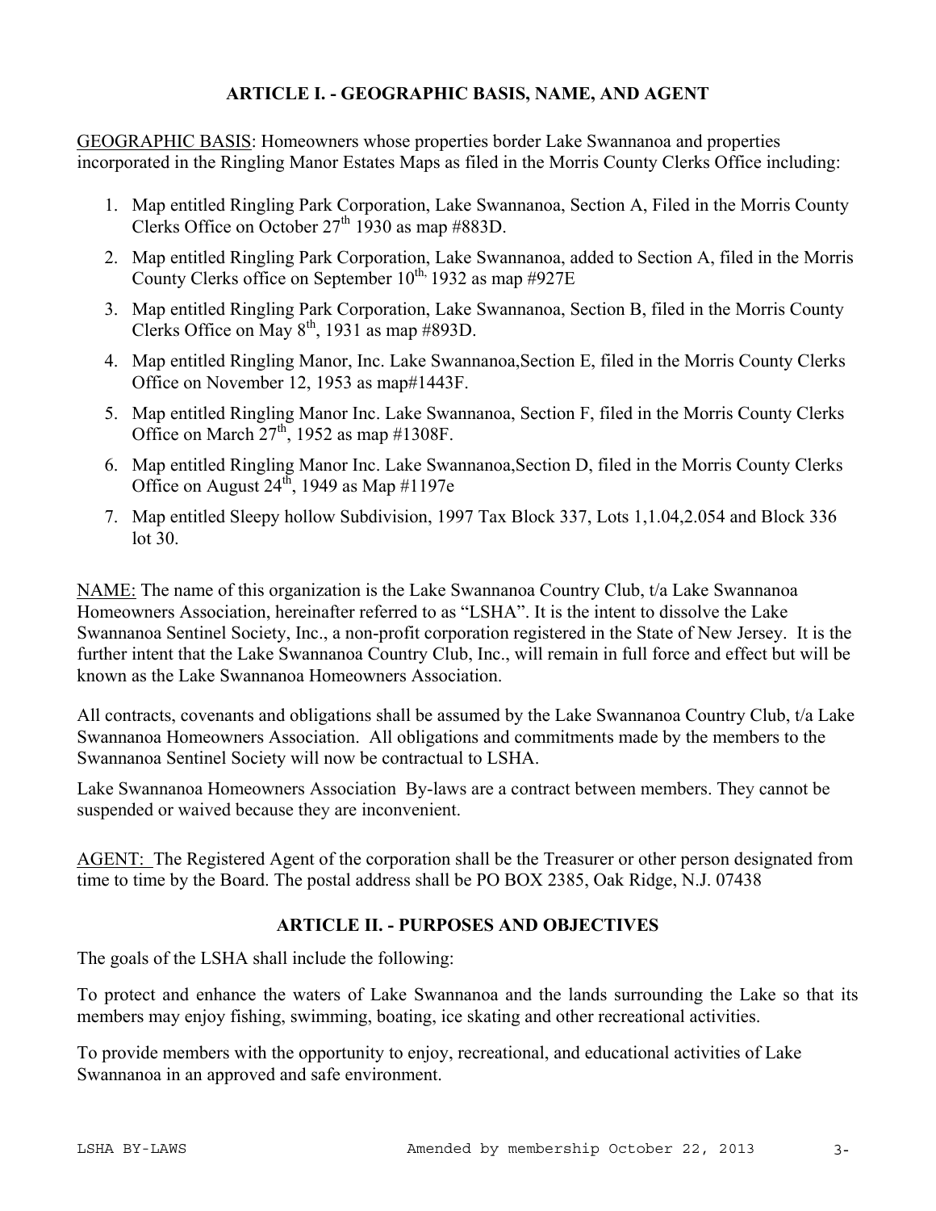## ARTICLE I. - GEOGRAPHIC BASIS, NAME, AND AGENT

GEOGRAPHIC BASIS: Homeowners whose properties border Lake Swannanoa and properties incorporated in the Ringling Manor Estates Maps as filed in the Morris County Clerks Office including:

1. Map entitled Ringling Park Corporation, Lake Swannanoa, Section A, Filed in the Morris County Clerks Office on October 27th 1930 as map #883D.
2. Map entitled Ringling Park Corporation, Lake Swannanoa, added to Section A, filed in the Morris County Clerks office on September 10th, 1932 as map #927E
3. Map entitled Ringling Park Corporation, Lake Swannanoa, Section B, filed in the Morris County Clerks Office on May 8th, 1931 as map #893D.
4. Map entitled Ringling Manor, Inc. Lake Swannanoa,Section E, filed in the Morris County Clerks Office on November 12, 1953 as map#1443F.
5. Map entitled Ringling Manor Inc. Lake Swannanoa, Section F, filed in the Morris County Clerks Office on March 27th, 1952 as map #1308F.
6. Map entitled Ringling Manor Inc. Lake Swannanoa,Section D, filed in the Morris County Clerks Office on August 24th, 1949 as Map #1197e
7. Map entitled Sleepy hollow Subdivision, 1997 Tax Block 337, Lots 1,1.04,2.054 and Block 336 lot 30.

NAME: The name of this organization is the Lake Swannanoa Country Club, t/a Lake Swannanoa Homeowners Association, hereinafter referred to as "LSHA". It is the intent to dissolve the Lake Swannanoa Sentinel Society, Inc., a non-profit corporation registered in the State of New Jersey. It is the further intent that the Lake Swannanoa Country Club, Inc., will remain in full force and effect but will be known as the Lake Swannanoa Homeowners Association.

All contracts, covenants and obligations shall be assumed by the Lake Swannanoa Country Club, t/a Lake Swannanoa Homeowners Association. All obligations and commitments made by the members to the Swannanoa Sentinel Society will now be contractual to LSHA.

Lake Swannanoa Homeowners Association By-laws are a contract between members. They cannot be suspended or waived because they are inconvenient.

AGENT: The Registered Agent of the corporation shall be the Treasurer or other person designated from time to time by the Board. The postal address shall be PO BOX 2385, Oak Ridge, N.J. 07438

## ARTICLE II. - PURPOSES AND OBJECTIVES

The goals of the LSHA shall include the following:

To protect and enhance the waters of Lake Swannanoa and the lands surrounding the Lake so that its members may enjoy fishing, swimming, boating, ice skating and other recreational activities.

To provide members with the opportunity to enjoy, recreational, and educational activities of Lake Swannanoa in an approved and safe environment.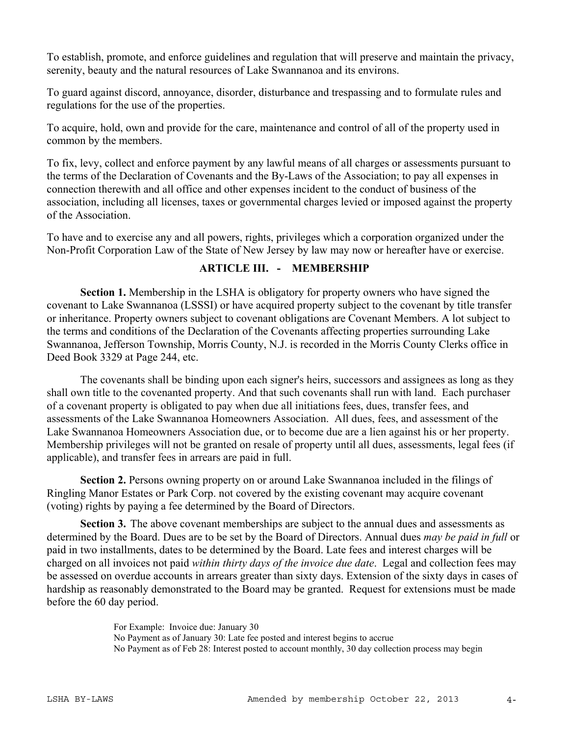To establish, promote, and enforce guidelines and regulation that will preserve and maintain the privacy, serenity, beauty and the natural resources of Lake Swannanoa and its environs.

To guard against discord, annoyance, disorder, disturbance and trespassing and to formulate rules and regulations for the use of the properties.

To acquire, hold, own and provide for the care, maintenance and control of all of the property used in common by the members.

To fix, levy, collect and enforce payment by any lawful means of all charges or assessments pursuant to the terms of the Declaration of Covenants and the By-Laws of the Association; to pay all expenses in connection therewith and all office and other expenses incident to the conduct of business of the association, including all licenses, taxes or governmental charges levied or imposed against the property of the Association.

To have and to exercise any and all powers, rights, privileges which a corporation organized under the Non-Profit Corporation Law of the State of New Jersey by law may now or hereafter have or exercise.

## ARTICLE III. - MEMBERSHIP

**Section 1.** Membership in the LSHA is obligatory for property owners who have signed the covenant to Lake Swannanoa (LSSSI) or have acquired property subject to the covenant by title transfer or inheritance. Property owners subject to covenant obligations are Covenant Members. A lot subject to the terms and conditions of the Declaration of the Covenants affecting properties surrounding Lake Swannanoa, Jefferson Township, Morris County, N.J. is recorded in the Morris County Clerks office in Deed Book 3329 at Page 244, etc.

The covenants shall be binding upon each signer's heirs, successors and assignees as long as they shall own title to the covenanted property. And that such covenants shall run with land. Each purchaser of a covenant property is obligated to pay when due all initiations fees, dues, transfer fees, and assessments of the Lake Swannanoa Homeowners Association. All dues, fees, and assessment of the Lake Swannanoa Homeowners Association due, or to become due are a lien against his or her property. Membership privileges will not be granted on resale of property until all dues, assessments, legal fees (if applicable), and transfer fees in arrears are paid in full.

**Section 2.** Persons owning property on or around Lake Swannanoa included in the filings of Ringling Manor Estates or Park Corp. not covered by the existing covenant may acquire covenant (voting) rights by paying a fee determined by the Board of Directors.

**Section 3.** The above covenant memberships are subject to the annual dues and assessments as determined by the Board. Dues are to be set by the Board of Directors. Annual dues *may be paid in full* or paid in two installments, dates to be determined by the Board. Late fees and interest charges will be charged on all invoices not paid *within thirty days of the invoice due date*. Legal and collection fees may be assessed on overdue accounts in arrears greater than sixty days. Extension of the sixty days in cases of hardship as reasonably demonstrated to the Board may be granted. Request for extensions must be made before the 60 day period.

For Example: Invoice due: January 30
No Payment as of January 30: Late fee posted and interest begins to accrue
No Payment as of Feb 28: Interest posted to account monthly, 30 day collection process may begin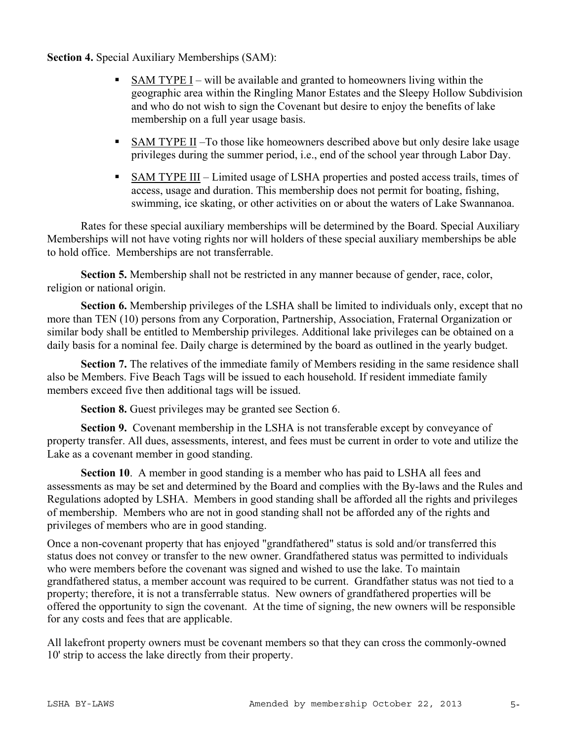**Section 4.** Special Auxiliary Memberships (SAM):

- SAM TYPE I – will be available and granted to homeowners living within the geographic area within the Ringling Manor Estates and the Sleepy Hollow Subdivision and who do not wish to sign the Covenant but desire to enjoy the benefits of lake membership on a full year usage basis.
- SAM TYPE II –To those like homeowners described above but only desire lake usage privileges during the summer period, i.e., end of the school year through Labor Day.
- SAM TYPE III – Limited usage of LSHA properties and posted access trails, times of access, usage and duration. This membership does not permit for boating, fishing, swimming, ice skating, or other activities on or about the waters of Lake Swannanoa.

Rates for these special auxiliary memberships will be determined by the Board. Special Auxiliary Memberships will not have voting rights nor will holders of these special auxiliary memberships be able to hold office. Memberships are not transferrable.

**Section 5.** Membership shall not be restricted in any manner because of gender, race, color, religion or national origin.

**Section 6.** Membership privileges of the LSHA shall be limited to individuals only, except that no more than TEN (10) persons from any Corporation, Partnership, Association, Fraternal Organization or similar body shall be entitled to Membership privileges. Additional lake privileges can be obtained on a daily basis for a nominal fee. Daily charge is determined by the board as outlined in the yearly budget.

**Section 7.** The relatives of the immediate family of Members residing in the same residence shall also be Members. Five Beach Tags will be issued to each household. If resident immediate family members exceed five then additional tags will be issued.

**Section 8.** Guest privileges may be granted see Section 6.

**Section 9.** Covenant membership in the LSHA is not transferable except by conveyance of property transfer. All dues, assessments, interest, and fees must be current in order to vote and utilize the Lake as a covenant member in good standing.

**Section 10**. A member in good standing is a member who has paid to LSHA all fees and assessments as may be set and determined by the Board and complies with the By-laws and the Rules and Regulations adopted by LSHA. Members in good standing shall be afforded all the rights and privileges of membership. Members who are not in good standing shall not be afforded any of the rights and privileges of members who are in good standing.

Once a non-covenant property that has enjoyed "grandfathered" status is sold and/or transferred this status does not convey or transfer to the new owner. Grandfathered status was permitted to individuals who were members before the covenant was signed and wished to use the lake. To maintain grandfathered status, a member account was required to be current. Grandfather status was not tied to a property; therefore, it is not a transferrable status. New owners of grandfathered properties will be offered the opportunity to sign the covenant. At the time of signing, the new owners will be responsible for any costs and fees that are applicable.

All lakefront property owners must be covenant members so that they can cross the commonly-owned 10' strip to access the lake directly from their property.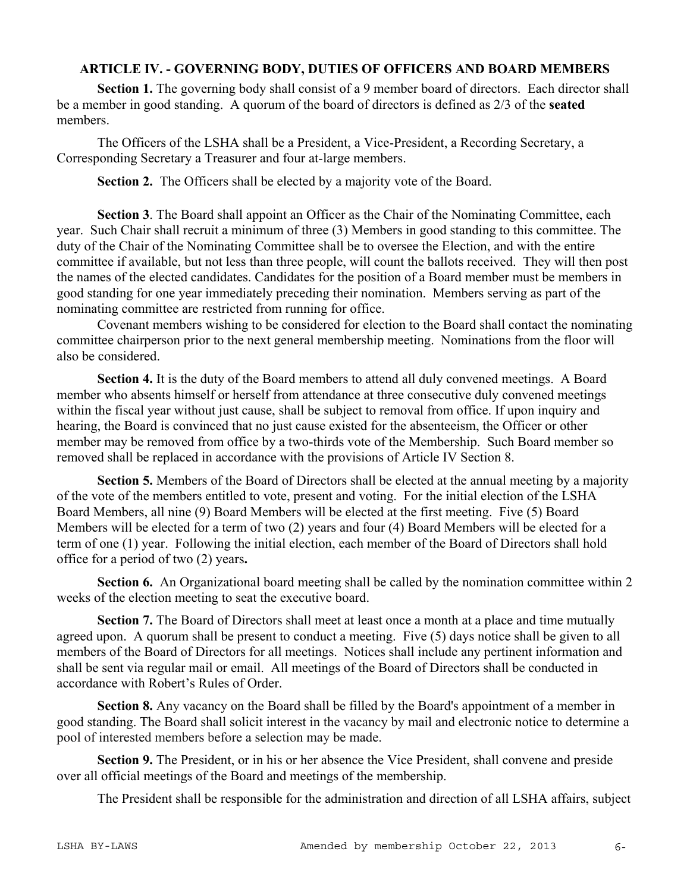### ARTICLE IV. - GOVERNING BODY, DUTIES OF OFFICERS AND BOARD MEMBERS

**Section 1.** The governing body shall consist of a 9 member board of directors. Each director shall be a member in good standing. A quorum of the board of directors is defined as 2/3 of the **seated** members.

The Officers of the LSHA shall be a President, a Vice-President, a Recording Secretary, a Corresponding Secretary a Treasurer and four at-large members.

**Section 2.** The Officers shall be elected by a majority vote of the Board.

**Section 3**. The Board shall appoint an Officer as the Chair of the Nominating Committee, each year. Such Chair shall recruit a minimum of three (3) Members in good standing to this committee. The duty of the Chair of the Nominating Committee shall be to oversee the Election, and with the entire committee if available, but not less than three people, will count the ballots received. They will then post the names of the elected candidates. Candidates for the position of a Board member must be members in good standing for one year immediately preceding their nomination. Members serving as part of the nominating committee are restricted from running for office.

Covenant members wishing to be considered for election to the Board shall contact the nominating committee chairperson prior to the next general membership meeting. Nominations from the floor will also be considered.

**Section 4.** It is the duty of the Board members to attend all duly convened meetings. A Board member who absents himself or herself from attendance at three consecutive duly convened meetings within the fiscal year without just cause, shall be subject to removal from office. If upon inquiry and hearing, the Board is convinced that no just cause existed for the absenteeism, the Officer or other member may be removed from office by a two-thirds vote of the Membership. Such Board member so removed shall be replaced in accordance with the provisions of Article IV Section 8.

**Section 5.** Members of the Board of Directors shall be elected at the annual meeting by a majority of the vote of the members entitled to vote, present and voting. For the initial election of the LSHA Board Members, all nine (9) Board Members will be elected at the first meeting. Five (5) Board Members will be elected for a term of two (2) years and four (4) Board Members will be elected for a term of one (1) year. Following the initial election, each member of the Board of Directors shall hold office for a period of two (2) years**.**

**Section 6.** An Organizational board meeting shall be called by the nomination committee within 2 weeks of the election meeting to seat the executive board.

**Section 7.** The Board of Directors shall meet at least once a month at a place and time mutually agreed upon. A quorum shall be present to conduct a meeting. Five (5) days notice shall be given to all members of the Board of Directors for all meetings. Notices shall include any pertinent information and shall be sent via regular mail or email. All meetings of the Board of Directors shall be conducted in accordance with Robert's Rules of Order.

**Section 8.** Any vacancy on the Board shall be filled by the Board's appointment of a member in good standing. The Board shall solicit interest in the vacancy by mail and electronic notice to determine a pool of interested members before a selection may be made.

**Section 9.** The President, or in his or her absence the Vice President, shall convene and preside over all official meetings of the Board and meetings of the membership.

The President shall be responsible for the administration and direction of all LSHA affairs, subject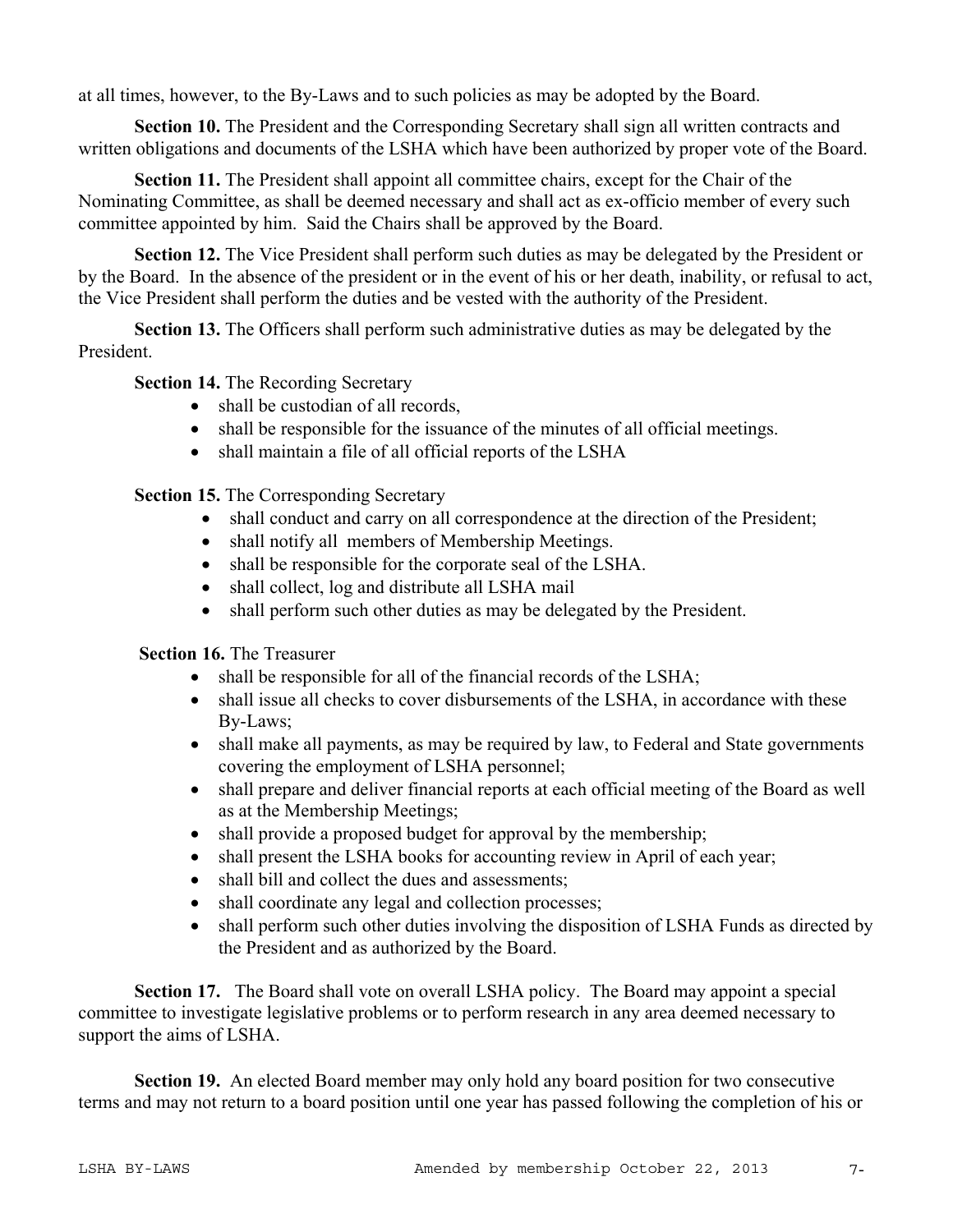at all times, however, to the By-Laws and to such policies as may be adopted by the Board.

**Section 10.** The President and the Corresponding Secretary shall sign all written contracts and written obligations and documents of the LSHA which have been authorized by proper vote of the Board.

**Section 11.** The President shall appoint all committee chairs, except for the Chair of the Nominating Committee, as shall be deemed necessary and shall act as ex-officio member of every such committee appointed by him. Said the Chairs shall be approved by the Board.

**Section 12.** The Vice President shall perform such duties as may be delegated by the President or by the Board. In the absence of the president or in the event of his or her death, inability, or refusal to act, the Vice President shall perform the duties and be vested with the authority of the President.

**Section 13.** The Officers shall perform such administrative duties as may be delegated by the President.

**Section 14.** The Recording Secretary

- shall be custodian of all records,
- shall be responsible for the issuance of the minutes of all official meetings.
- shall maintain a file of all official reports of the LSHA

**Section 15.** The Corresponding Secretary

- shall conduct and carry on all correspondence at the direction of the President;
- shall notify all members of Membership Meetings.
- shall be responsible for the corporate seal of the LSHA.
- shall collect, log and distribute all LSHA mail
- shall perform such other duties as may be delegated by the President.

**Section 16.** The Treasurer

- shall be responsible for all of the financial records of the LSHA;
- shall issue all checks to cover disbursements of the LSHA, in accordance with these By-Laws;
- shall make all payments, as may be required by law, to Federal and State governments covering the employment of LSHA personnel;
- shall prepare and deliver financial reports at each official meeting of the Board as well as at the Membership Meetings;
- shall provide a proposed budget for approval by the membership;
- shall present the LSHA books for accounting review in April of each year;
- shall bill and collect the dues and assessments;
- shall coordinate any legal and collection processes;
- shall perform such other duties involving the disposition of LSHA Funds as directed by the President and as authorized by the Board.

**Section 17.** The Board shall vote on overall LSHA policy. The Board may appoint a special committee to investigate legislative problems or to perform research in any area deemed necessary to support the aims of LSHA.

**Section 19.** An elected Board member may only hold any board position for two consecutive terms and may not return to a board position until one year has passed following the completion of his or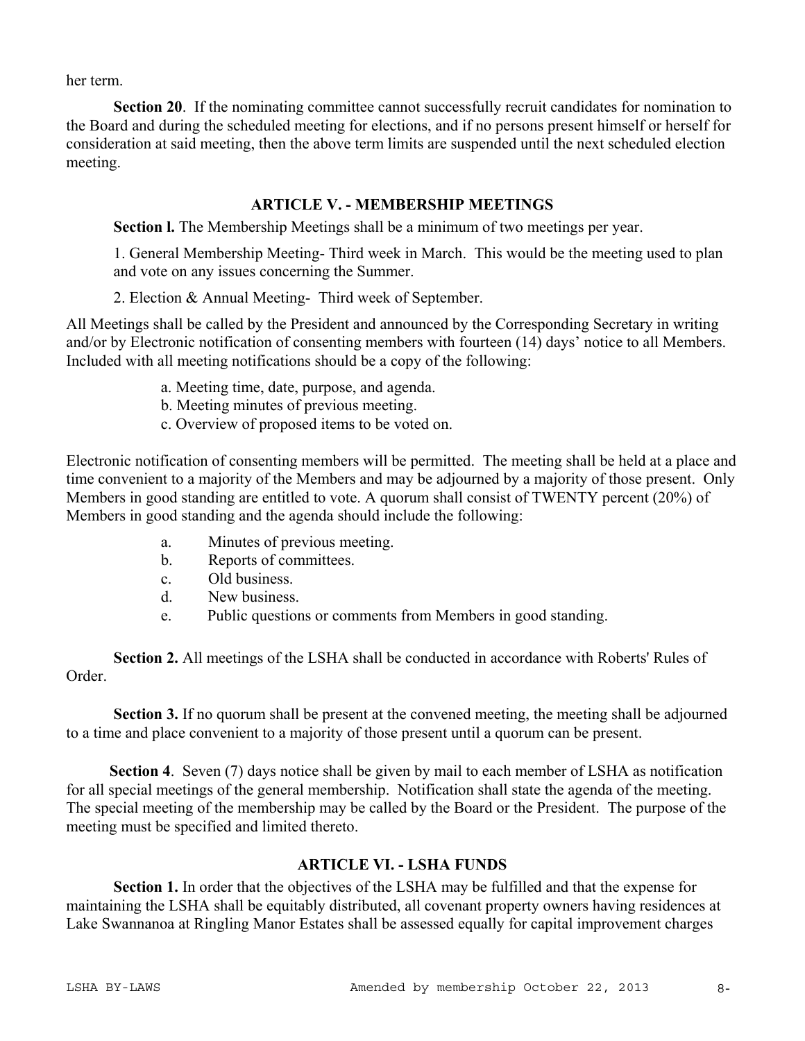her term.

**Section 20**. If the nominating committee cannot successfully recruit candidates for nomination to the Board and during the scheduled meeting for elections, and if no persons present himself or herself for consideration at said meeting, then the above term limits are suspended until the next scheduled election meeting.

## ARTICLE V. - MEMBERSHIP MEETINGS

**Section l.** The Membership Meetings shall be a minimum of two meetings per year.

1. General Membership Meeting- Third week in March. This would be the meeting used to plan and vote on any issues concerning the Summer.
2. Election & Annual Meeting- Third week of September.

All Meetings shall be called by the President and announced by the Corresponding Secretary in writing and/or by Electronic notification of consenting members with fourteen (14) days' notice to all Members. Included with all meeting notifications should be a copy of the following:

a. Meeting time, date, purpose, and agenda.
b. Meeting minutes of previous meeting.
c. Overview of proposed items to be voted on.

Electronic notification of consenting members will be permitted. The meeting shall be held at a place and time convenient to a majority of the Members and may be adjourned by a majority of those present. Only Members in good standing are entitled to vote. A quorum shall consist of TWENTY percent (20%) of Members in good standing and the agenda should include the following:

a. Minutes of previous meeting.
b. Reports of committees.
c. Old business.
d. New business.
e. Public questions or comments from Members in good standing.

**Section 2.** All meetings of the LSHA shall be conducted in accordance with Roberts' Rules of Order.

**Section 3.** If no quorum shall be present at the convened meeting, the meeting shall be adjourned to a time and place convenient to a majority of those present until a quorum can be present.

**Section 4**. Seven (7) days notice shall be given by mail to each member of LSHA as notification for all special meetings of the general membership. Notification shall state the agenda of the meeting. The special meeting of the membership may be called by the Board or the President. The purpose of the meeting must be specified and limited thereto.

## ARTICLE VI. - LSHA FUNDS

**Section 1.** In order that the objectives of the LSHA may be fulfilled and that the expense for maintaining the LSHA shall be equitably distributed, all covenant property owners having residences at Lake Swannanoa at Ringling Manor Estates shall be assessed equally for capital improvement charges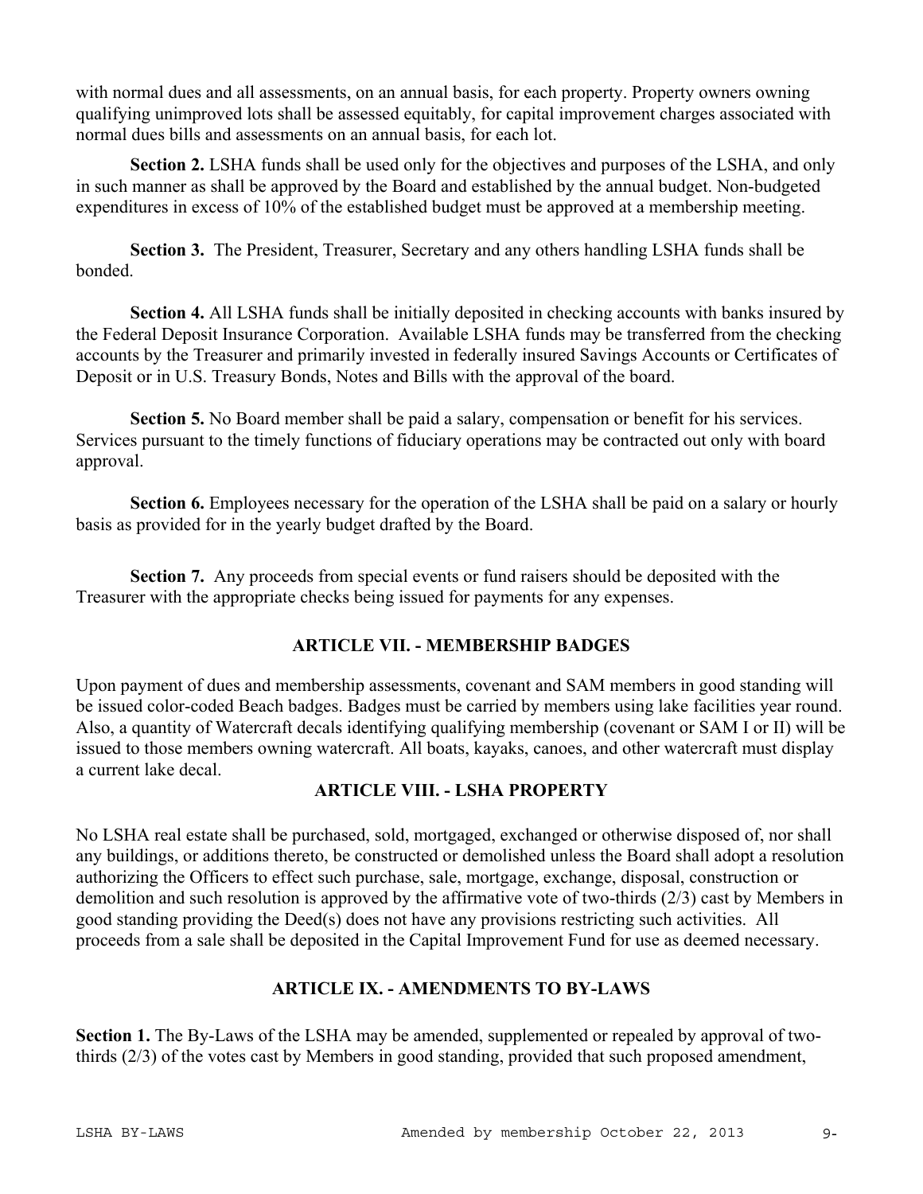with normal dues and all assessments, on an annual basis, for each property. Property owners owning qualifying unimproved lots shall be assessed equitably, for capital improvement charges associated with normal dues bills and assessments on an annual basis, for each lot.

**Section 2.** LSHA funds shall be used only for the objectives and purposes of the LSHA, and only in such manner as shall be approved by the Board and established by the annual budget. Non-budgeted expenditures in excess of 10% of the established budget must be approved at a membership meeting.

**Section 3.** The President, Treasurer, Secretary and any others handling LSHA funds shall be bonded.

**Section 4.** All LSHA funds shall be initially deposited in checking accounts with banks insured by the Federal Deposit Insurance Corporation. Available LSHA funds may be transferred from the checking accounts by the Treasurer and primarily invested in federally insured Savings Accounts or Certificates of Deposit or in U.S. Treasury Bonds, Notes and Bills with the approval of the board.

**Section 5.** No Board member shall be paid a salary, compensation or benefit for his services. Services pursuant to the timely functions of fiduciary operations may be contracted out only with board approval.

**Section 6.** Employees necessary for the operation of the LSHA shall be paid on a salary or hourly basis as provided for in the yearly budget drafted by the Board.

**Section 7.** Any proceeds from special events or fund raisers should be deposited with the Treasurer with the appropriate checks being issued for payments for any expenses.

## ARTICLE VII. - MEMBERSHIP BADGES

Upon payment of dues and membership assessments, covenant and SAM members in good standing will be issued color-coded Beach badges. Badges must be carried by members using lake facilities year round. Also, a quantity of Watercraft decals identifying qualifying membership (covenant or SAM I or II) will be issued to those members owning watercraft. All boats, kayaks, canoes, and other watercraft must display a current lake decal.

## ARTICLE VIII. - LSHA PROPERTY

No LSHA real estate shall be purchased, sold, mortgaged, exchanged or otherwise disposed of, nor shall any buildings, or additions thereto, be constructed or demolished unless the Board shall adopt a resolution authorizing the Officers to effect such purchase, sale, mortgage, exchange, disposal, construction or demolition and such resolution is approved by the affirmative vote of two-thirds (2/3) cast by Members in good standing providing the Deed(s) does not have any provisions restricting such activities. All proceeds from a sale shall be deposited in the Capital Improvement Fund for use as deemed necessary.

## ARTICLE IX. - AMENDMENTS TO BY-LAWS

**Section 1.** The By-Laws of the LSHA may be amended, supplemented or repealed by approval of two-thirds (2/3) of the votes cast by Members in good standing, provided that such proposed amendment,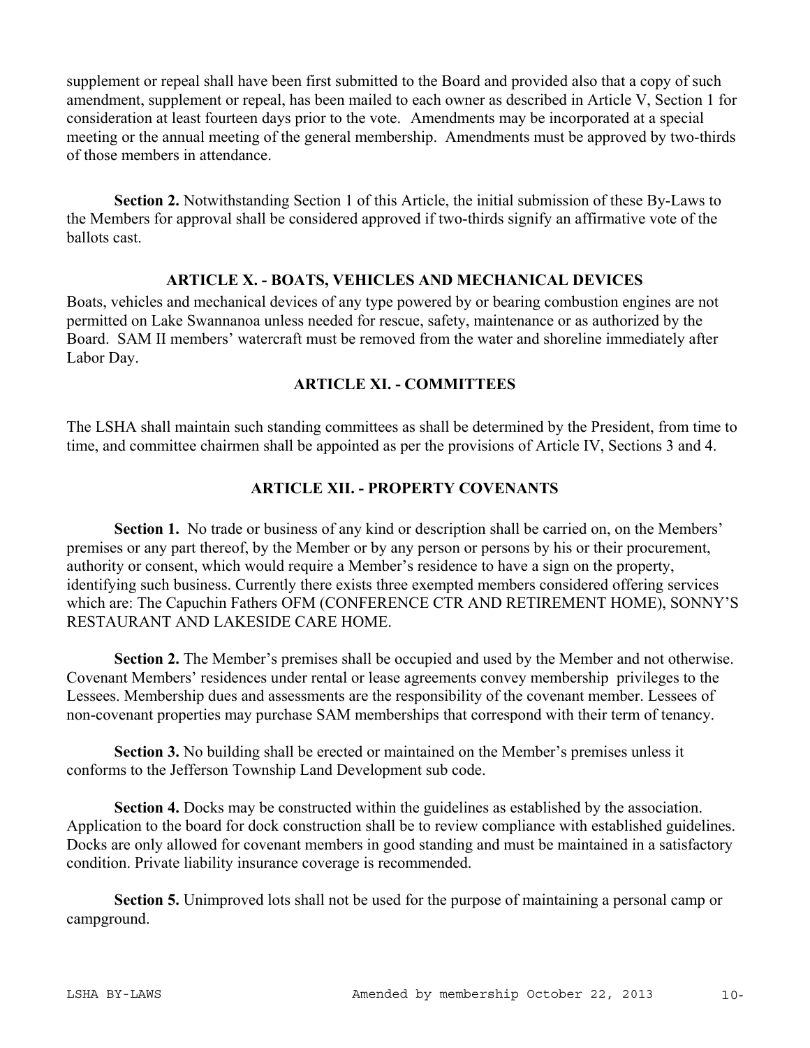supplement or repeal shall have been first submitted to the Board and provided also that a copy of such amendment, supplement or repeal, has been mailed to each owner as described in Article V, Section 1 for consideration at least fourteen days prior to the vote. Amendments may be incorporated at a special meeting or the annual meeting of the general membership. Amendments must be approved by two-thirds of those members in attendance.

**Section 2.** Notwithstanding Section 1 of this Article, the initial submission of these By-Laws to the Members for approval shall be considered approved if two-thirds signify an affirmative vote of the ballots cast.

## ARTICLE X. - BOATS, VEHICLES AND MECHANICAL DEVICES

Boats, vehicles and mechanical devices of any type powered by or bearing combustion engines are not permitted on Lake Swannanoa unless needed for rescue, safety, maintenance or as authorized by the Board. SAM II members' watercraft must be removed from the water and shoreline immediately after Labor Day.

## ARTICLE XI. - COMMITTEES

The LSHA shall maintain such standing committees as shall be determined by the President, from time to time, and committee chairmen shall be appointed as per the provisions of Article IV, Sections 3 and 4.

## ARTICLE XII. - PROPERTY COVENANTS

**Section 1.** No trade or business of any kind or description shall be carried on, on the Members' premises or any part thereof, by the Member or by any person or persons by his or their procurement, authority or consent, which would require a Member's residence to have a sign on the property, identifying such business. Currently there exists three exempted members considered offering services which are: The Capuchin Fathers OFM (CONFERENCE CTR AND RETIREMENT HOME), SONNY'S RESTAURANT AND LAKESIDE CARE HOME.

**Section 2.** The Member's premises shall be occupied and used by the Member and not otherwise. Covenant Members' residences under rental or lease agreements convey membership privileges to the Lessees. Membership dues and assessments are the responsibility of the covenant member. Lessees of non-covenant properties may purchase SAM memberships that correspond with their term of tenancy.

**Section 3.** No building shall be erected or maintained on the Member's premises unless it conforms to the Jefferson Township Land Development sub code.

**Section 4.** Docks may be constructed within the guidelines as established by the association. Application to the board for dock construction shall be to review compliance with established guidelines. Docks are only allowed for covenant members in good standing and must be maintained in a satisfactory condition. Private liability insurance coverage is recommended.

**Section 5.** Unimproved lots shall not be used for the purpose of maintaining a personal camp or campground.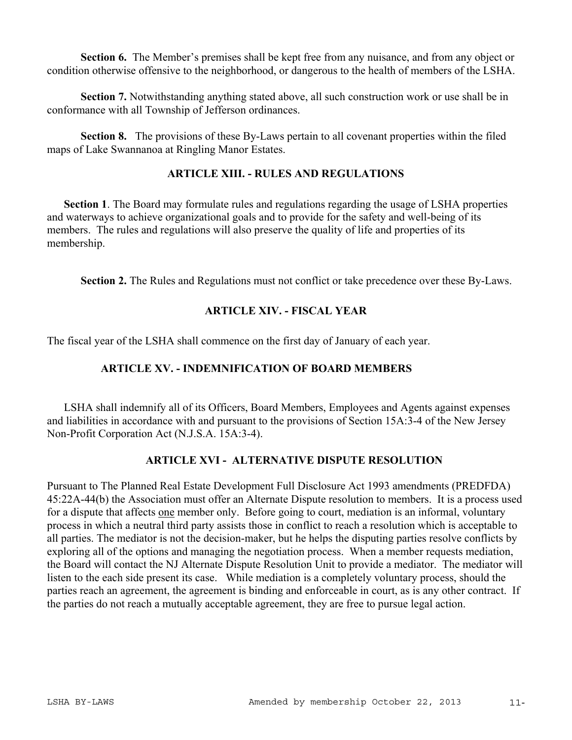**Section 6.** The Member's premises shall be kept free from any nuisance, and from any object or condition otherwise offensive to the neighborhood, or dangerous to the health of members of the LSHA.

**Section 7.** Notwithstanding anything stated above, all such construction work or use shall be in conformance with all Township of Jefferson ordinances.

**Section 8.** The provisions of these By-Laws pertain to all covenant properties within the filed maps of Lake Swannanoa at Ringling Manor Estates.

## ARTICLE XIII. - RULES AND REGULATIONS

**Section 1**. The Board may formulate rules and regulations regarding the usage of LSHA properties and waterways to achieve organizational goals and to provide for the safety and well-being of its members. The rules and regulations will also preserve the quality of life and properties of its membership.

**Section 2.** The Rules and Regulations must not conflict or take precedence over these By-Laws.

## ARTICLE XIV. - FISCAL YEAR

The fiscal year of the LSHA shall commence on the first day of January of each year.

## ARTICLE XV. - INDEMNIFICATION OF BOARD MEMBERS

LSHA shall indemnify all of its Officers, Board Members, Employees and Agents against expenses and liabilities in accordance with and pursuant to the provisions of Section 15A:3-4 of the New Jersey Non-Profit Corporation Act (N.J.S.A. 15A:3-4).

## ARTICLE XVI - ALTERNATIVE DISPUTE RESOLUTION

Pursuant to The Planned Real Estate Development Full Disclosure Act 1993 amendments (PREDFDA) 45:22A-44(b) the Association must offer an Alternate Dispute resolution to members. It is a process used for a dispute that affects one member only. Before going to court, mediation is an informal, voluntary process in which a neutral third party assists those in conflict to reach a resolution which is acceptable to all parties. The mediator is not the decision-maker, but he helps the disputing parties resolve conflicts by exploring all of the options and managing the negotiation process. When a member requests mediation, the Board will contact the NJ Alternate Dispute Resolution Unit to provide a mediator. The mediator will listen to the each side present its case. While mediation is a completely voluntary process, should the parties reach an agreement, the agreement is binding and enforceable in court, as is any other contract. If the parties do not reach a mutually acceptable agreement, they are free to pursue legal action.